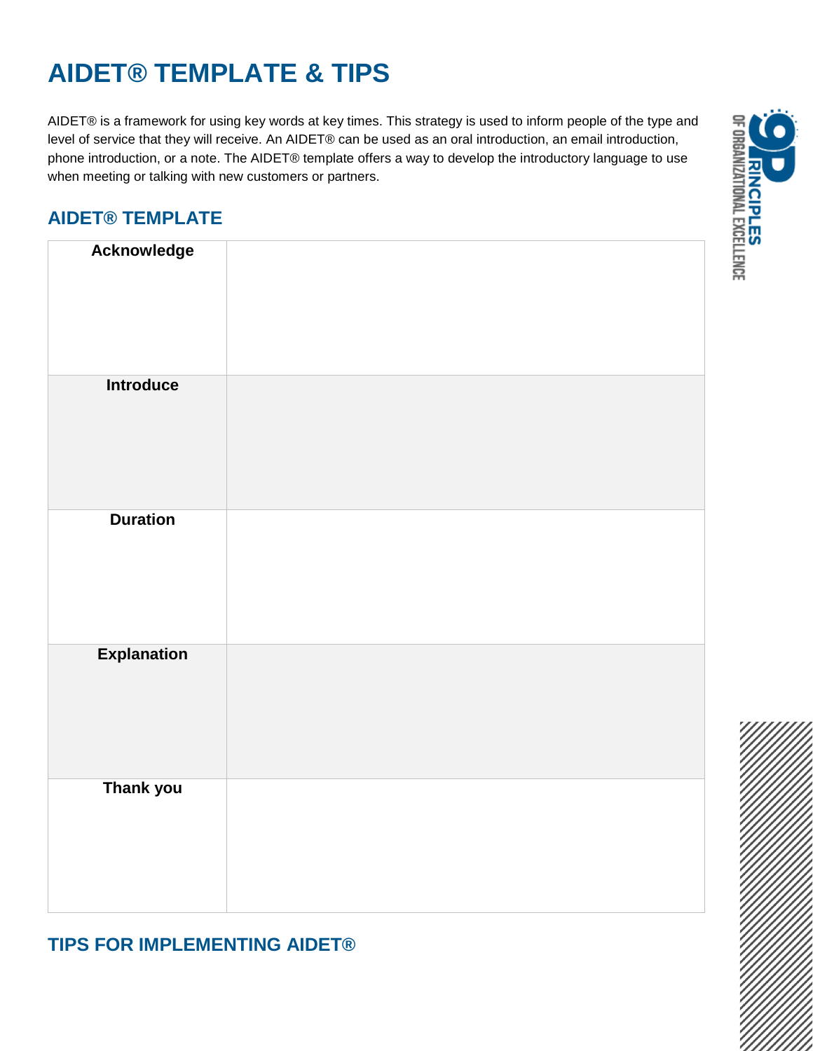# AIDET® TEMPLATE & TIPS

AIDET® is a framework for using key words at key times. This strategy is used to inform people of the type and level of service that they will receive. An AIDET® can be used as an oral introduction, an email introduction, phone introduction, or a note. The AIDET® template offers a way to develop the introductory language to use when meeting or talking with new customers or partners.

## AIDET® TEMPLATE

| | |
|---|---|
| **Acknowledge** | |
| **Introduce** | |
| **Duration** | |
| **Explanation** | |
| **Thank you** | |

## TIPS FOR IMPLEMENTING AIDET®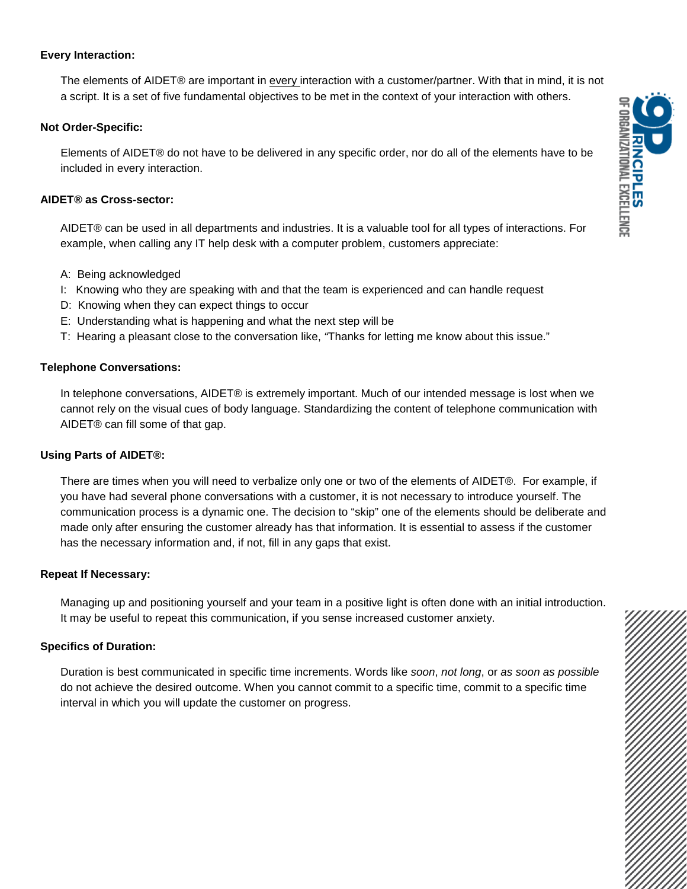**Every Interaction:**

The elements of AIDET® are important in every interaction with a customer/partner. With that in mind, it is not a script. It is a set of five fundamental objectives to be met in the context of your interaction with others.

**Not Order-Specific:**

Elements of AIDET® do not have to be delivered in any specific order, nor do all of the elements have to be included in every interaction.

**AIDET® as Cross-sector:**

AIDET® can be used in all departments and industries. It is a valuable tool for all types of interactions. For example, when calling any IT help desk with a computer problem, customers appreciate:

A: Being acknowledged
I: Knowing who they are speaking with and that the team is experienced and can handle request
D: Knowing when they can expect things to occur
E: Understanding what is happening and what the next step will be
T: Hearing a pleasant close to the conversation like, "Thanks for letting me know about this issue."

**Telephone Conversations:**

In telephone conversations, AIDET® is extremely important. Much of our intended message is lost when we cannot rely on the visual cues of body language. Standardizing the content of telephone communication with AIDET® can fill some of that gap.

**Using Parts of AIDET®:**

There are times when you will need to verbalize only one or two of the elements of AIDET®. For example, if you have had several phone conversations with a customer, it is not necessary to introduce yourself. The communication process is a dynamic one. The decision to "skip" one of the elements should be deliberate and made only after ensuring the customer already has that information. It is essential to assess if the customer has the necessary information and, if not, fill in any gaps that exist.

**Repeat If Necessary:**

Managing up and positioning yourself and your team in a positive light is often done with an initial introduction. It may be useful to repeat this communication, if you sense increased customer anxiety.

**Specifics of Duration:**

Duration is best communicated in specific time increments. Words like *soon*, *not long*, or *as soon as possible* do not achieve the desired outcome. When you cannot commit to a specific time, commit to a specific time interval in which you will update the customer on progress.